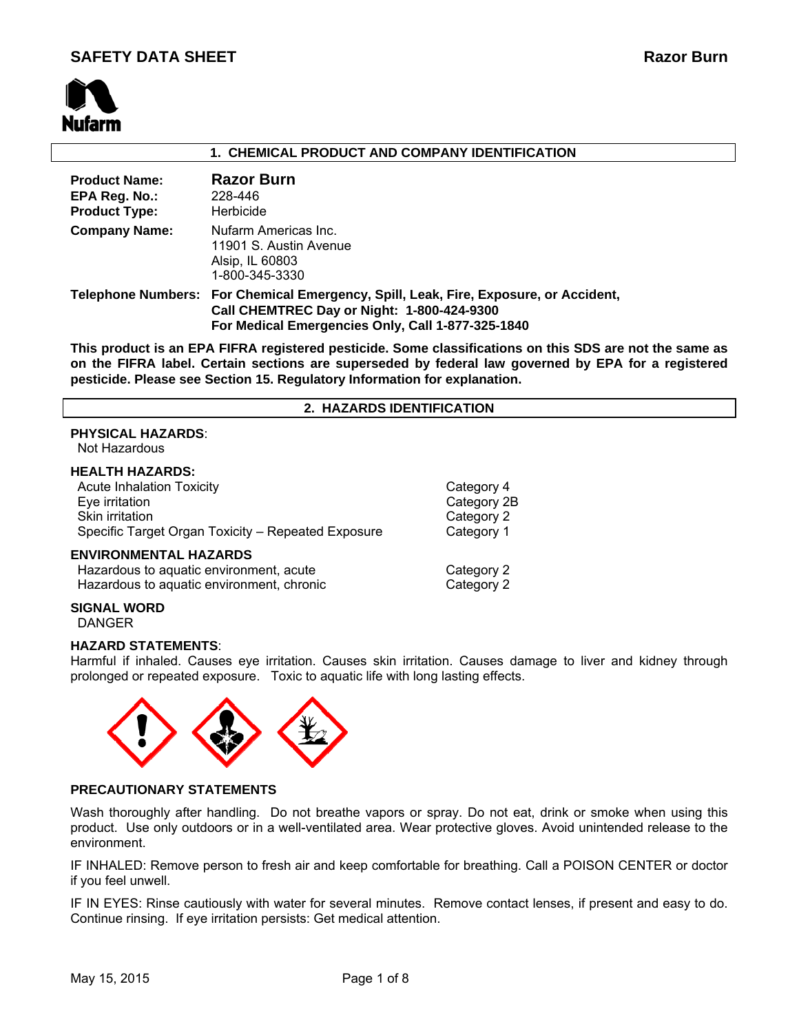# SAFETY DATA SHEET

**Razor Burn**

Nufarm

## 1. CHEMICAL PRODUCT AND COMPANY IDENTIFICATION

| | |
|---|---|
| **Product Name:** | **Razor Burn** |
| **EPA Reg. No.:** | 228-446 |
| **Product Type:** | Herbicide |
| **Company Name:** | Nufarm Americas Inc.<br>11901 S. Austin Avenue<br>Alsip, IL 60803<br>1-800-345-3330 |
| **Telephone Numbers:** | **For Chemical Emergency, Spill, Leak, Fire, Exposure, or Accident, Call CHEMTREC Day or Night: 1-800-424-9300**<br>**For Medical Emergencies Only, Call 1-877-325-1840** |

**This product is an EPA FIFRA registered pesticide. Some classifications on this SDS are not the same as on the FIFRA label. Certain sections are superseded by federal law governed by EPA for a registered pesticide. Please see Section 15. Regulatory Information for explanation.**

## 2. HAZARDS IDENTIFICATION

**PHYSICAL HAZARDS**:
Not Hazardous

**HEALTH HAZARDS:**

| | |
|---|---|
| Acute Inhalation Toxicity | Category 4 |
| Eye irritation | Category 2B |
| Skin irritation | Category 2 |
| Specific Target Organ Toxicity – Repeated Exposure | Category 1 |

**ENVIRONMENTAL HAZARDS**

| | |
|---|---|
| Hazardous to aquatic environment, acute | Category 2 |
| Hazardous to aquatic environment, chronic | Category 2 |

**SIGNAL WORD**
DANGER

**HAZARD STATEMENTS**:
Harmful if inhaled. Causes eye irritation. Causes skin irritation. Causes damage to liver and kidney through prolonged or repeated exposure. Toxic to aquatic life with long lasting effects.

**PRECAUTIONARY STATEMENTS**

Wash thoroughly after handling. Do not breathe vapors or spray. Do not eat, drink or smoke when using this product. Use only outdoors or in a well-ventilated area. Wear protective gloves. Avoid unintended release to the environment.

IF INHALED: Remove person to fresh air and keep comfortable for breathing. Call a POISON CENTER or doctor if you feel unwell.

IF IN EYES: Rinse cautiously with water for several minutes. Remove contact lenses, if present and easy to do. Continue rinsing. If eye irritation persists: Get medical attention.

May 15, 2015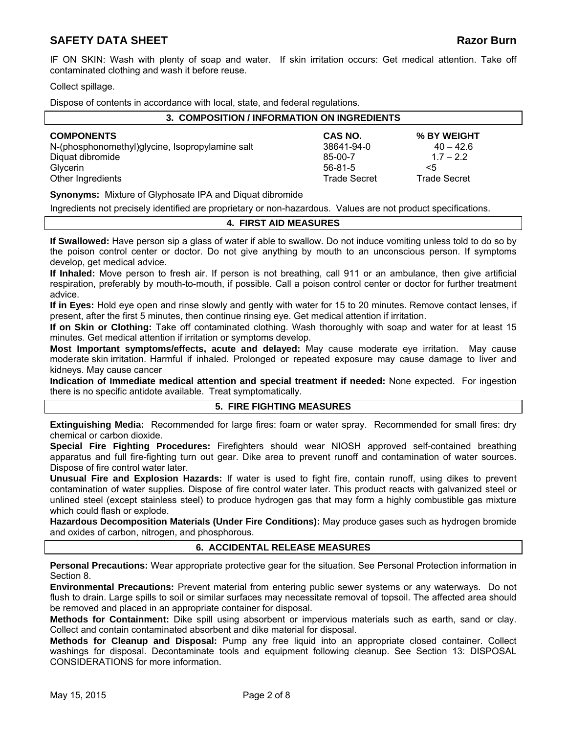IF ON SKIN: Wash with plenty of soap and water. If skin irritation occurs: Get medical attention. Take off contaminated clothing and wash it before reuse.

Collect spillage.

Dispose of contents in accordance with local, state, and federal regulations.

## 3. COMPOSITION / INFORMATION ON INGREDIENTS

| COMPONENTS | CAS NO. | % BY WEIGHT |
|---|---|---|
| N-(phosphonomethyl)glycine, Isopropylamine salt | 38641-94-0 | 40 – 42.6 |
| Diquat dibromide | 85-00-7 | 1.7 – 2.2 |
| Glycerin | 56-81-5 | <5 |
| Other Ingredients | Trade Secret | Trade Secret |

**Synonyms:** Mixture of Glyphosate IPA and Diquat dibromide

Ingredients not precisely identified are proprietary or non-hazardous. Values are not product specifications.

## 4. FIRST AID MEASURES

**If Swallowed:** Have person sip a glass of water if able to swallow. Do not induce vomiting unless told to do so by the poison control center or doctor. Do not give anything by mouth to an unconscious person. If symptoms develop, get medical advice.

**If Inhaled:** Move person to fresh air. If person is not breathing, call 911 or an ambulance, then give artificial respiration, preferably by mouth-to-mouth, if possible. Call a poison control center or doctor for further treatment advice.

**If in Eyes:** Hold eye open and rinse slowly and gently with water for 15 to 20 minutes. Remove contact lenses, if present, after the first 5 minutes, then continue rinsing eye. Get medical attention if irritation.

**If on Skin or Clothing:** Take off contaminated clothing. Wash thoroughly with soap and water for at least 15 minutes. Get medical attention if irritation or symptoms develop.

**Most Important symptoms/effects, acute and delayed:** May cause moderate eye irritation. May cause moderate skin irritation. Harmful if inhaled. Prolonged or repeated exposure may cause damage to liver and kidneys. May cause cancer

**Indication of Immediate medical attention and special treatment if needed:** None expected. For ingestion there is no specific antidote available. Treat symptomatically.

## 5. FIRE FIGHTING MEASURES

**Extinguishing Media:** Recommended for large fires: foam or water spray. Recommended for small fires: dry chemical or carbon dioxide.

**Special Fire Fighting Procedures:** Firefighters should wear NIOSH approved self-contained breathing apparatus and full fire-fighting turn out gear. Dike area to prevent runoff and contamination of water sources. Dispose of fire control water later.

**Unusual Fire and Explosion Hazards:** If water is used to fight fire, contain runoff, using dikes to prevent contamination of water supplies. Dispose of fire control water later. This product reacts with galvanized steel or unlined steel (except stainless steel) to produce hydrogen gas that may form a highly combustible gas mixture which could flash or explode.

**Hazardous Decomposition Materials (Under Fire Conditions):** May produce gases such as hydrogen bromide and oxides of carbon, nitrogen, and phosphorous.

## 6. ACCIDENTAL RELEASE MEASURES

**Personal Precautions:** Wear appropriate protective gear for the situation. See Personal Protection information in Section 8.

**Environmental Precautions:** Prevent material from entering public sewer systems or any waterways. Do not flush to drain. Large spills to soil or similar surfaces may necessitate removal of topsoil. The affected area should be removed and placed in an appropriate container for disposal.

**Methods for Containment:** Dike spill using absorbent or impervious materials such as earth, sand or clay. Collect and contain contaminated absorbent and dike material for disposal.

**Methods for Cleanup and Disposal:** Pump any free liquid into an appropriate closed container. Collect washings for disposal. Decontaminate tools and equipment following cleanup. See Section 13: DISPOSAL CONSIDERATIONS for more information.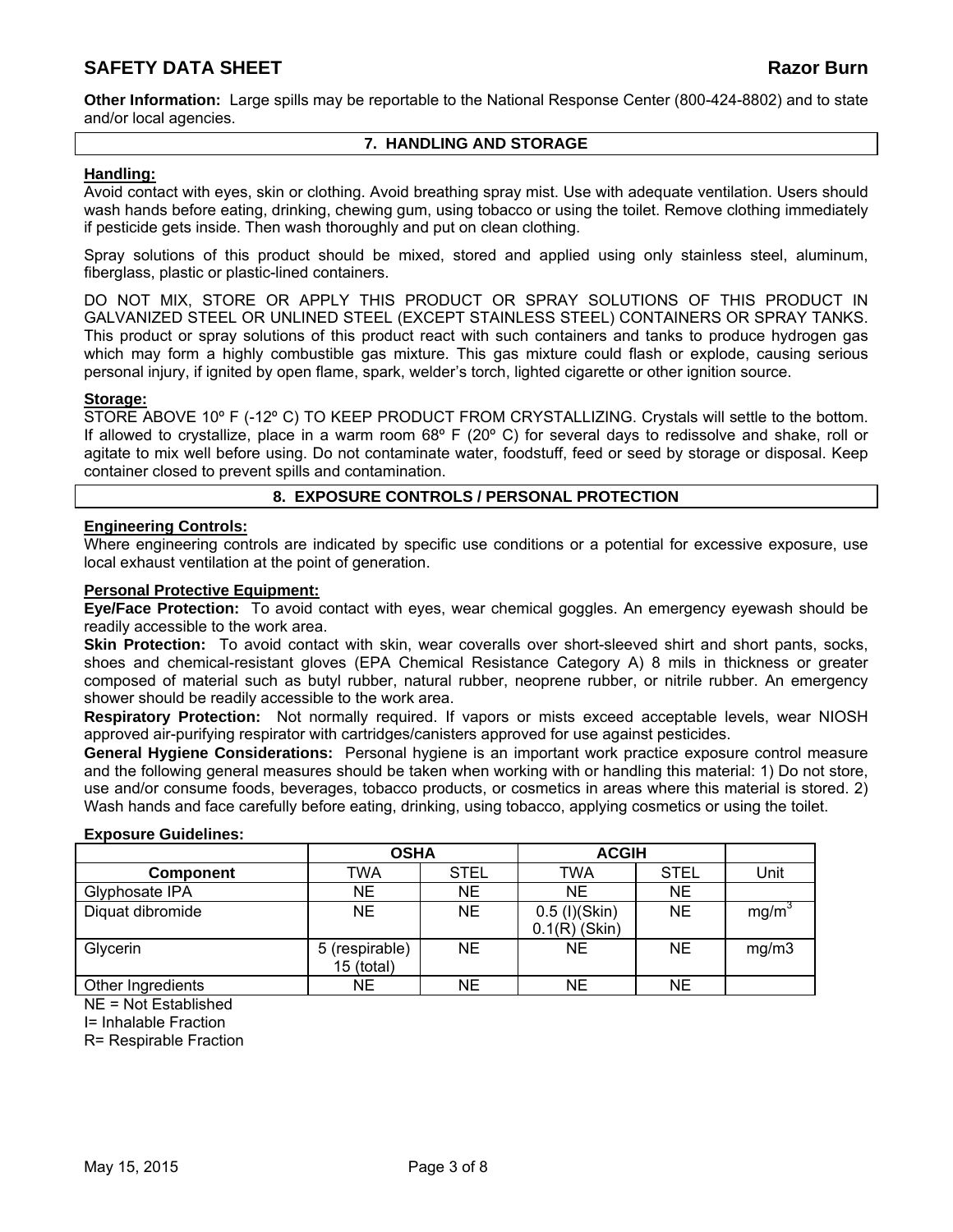**Other Information:** Large spills may be reportable to the National Response Center (800-424-8802) and to state and/or local agencies.

## 7. HANDLING AND STORAGE

**Handling:**
Avoid contact with eyes, skin or clothing. Avoid breathing spray mist. Use with adequate ventilation. Users should wash hands before eating, drinking, chewing gum, using tobacco or using the toilet. Remove clothing immediately if pesticide gets inside. Then wash thoroughly and put on clean clothing.

Spray solutions of this product should be mixed, stored and applied using only stainless steel, aluminum, fiberglass, plastic or plastic-lined containers.

DO NOT MIX, STORE OR APPLY THIS PRODUCT OR SPRAY SOLUTIONS OF THIS PRODUCT IN GALVANIZED STEEL OR UNLINED STEEL (EXCEPT STAINLESS STEEL) CONTAINERS OR SPRAY TANKS. This product or spray solutions of this product react with such containers and tanks to produce hydrogen gas which may form a highly combustible gas mixture. This gas mixture could flash or explode, causing serious personal injury, if ignited by open flame, spark, welder's torch, lighted cigarette or other ignition source.

**Storage:**
STORE ABOVE 10º F (-12º C) TO KEEP PRODUCT FROM CRYSTALLIZING. Crystals will settle to the bottom. If allowed to crystallize, place in a warm room 68º F (20º C) for several days to redissolve and shake, roll or agitate to mix well before using. Do not contaminate water, foodstuff, feed or seed by storage or disposal. Keep container closed to prevent spills and contamination.

## 8. EXPOSURE CONTROLS / PERSONAL PROTECTION

**Engineering Controls:**
Where engineering controls are indicated by specific use conditions or a potential for excessive exposure, use local exhaust ventilation at the point of generation.

**Personal Protective Equipment:**
**Eye/Face Protection:** To avoid contact with eyes, wear chemical goggles. An emergency eyewash should be readily accessible to the work area.
**Skin Protection:** To avoid contact with skin, wear coveralls over short-sleeved shirt and short pants, socks, shoes and chemical-resistant gloves (EPA Chemical Resistance Category A) 8 mils in thickness or greater composed of material such as butyl rubber, natural rubber, neoprene rubber, or nitrile rubber. An emergency shower should be readily accessible to the work area.
**Respiratory Protection:** Not normally required. If vapors or mists exceed acceptable levels, wear NIOSH approved air-purifying respirator with cartridges/canisters approved for use against pesticides.
**General Hygiene Considerations:** Personal hygiene is an important work practice exposure control measure and the following general measures should be taken when working with or handling this material: 1) Do not store, use and/or consume foods, beverages, tobacco products, or cosmetics in areas where this material is stored. 2) Wash hands and face carefully before eating, drinking, using tobacco, applying cosmetics or using the toilet.

**Exposure Guidelines:**

| | OSHA | | ACGIH | | |
|---|---|---|---|---|---|
| **Component** | TWA | STEL | TWA | STEL | Unit |
| Glyphosate IPA | NE | NE | NE | NE | |
| Diquat dibromide | NE | NE | 0.5 (I)(Skin) 0.1(R) (Skin) | NE | $mg/m^3$ |
| Glycerin | 5 (respirable) 15 (total) | NE | NE | NE | mg/m3 |
| Other Ingredients | NE | NE | NE | NE | |

NE = Not Established
I= Inhalable Fraction
R= Respirable Fraction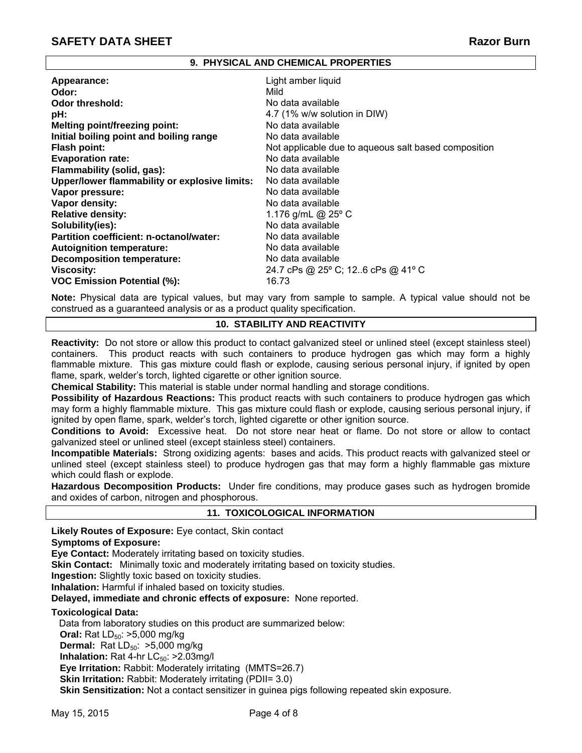## 9. PHYSICAL AND CHEMICAL PROPERTIES

| Property | Value |
|---|---|
| **Appearance:** | Light amber liquid |
| **Odor:** | Mild |
| **Odor threshold:** | No data available |
| **pH:** | 4.7 (1% w/w solution in DIW) |
| **Melting point/freezing point:** | No data available |
| **Initial boiling point and boiling range** | No data available |
| **Flash point:** | Not applicable due to aqueous salt based composition |
| **Evaporation rate:** | No data available |
| **Flammability (solid, gas):** | No data available |
| **Upper/lower flammability or explosive limits:** | No data available |
| **Vapor pressure:** | No data available |
| **Vapor density:** | No data available |
| **Relative density:** | 1.176 g/mL @ 25º C |
| **Solubility(ies):** | No data available |
| **Partition coefficient: n-octanol/water:** | No data available |
| **Autoignition temperature:** | No data available |
| **Decomposition temperature:** | No data available |
| **Viscosity:** | 24.7 cPs @ 25º C; 12..6 cPs @ 41º C |
| **VOC Emission Potential (%):** | 16.73 |

**Note:** Physical data are typical values, but may vary from sample to sample. A typical value should not be construed as a guaranteed analysis or as a product quality specification.

## 10. STABILITY AND REACTIVITY

**Reactivity:** Do not store or allow this product to contact galvanized steel or unlined steel (except stainless steel) containers. This product reacts with such containers to produce hydrogen gas which may form a highly flammable mixture. This gas mixture could flash or explode, causing serious personal injury, if ignited by open flame, spark, welder's torch, lighted cigarette or other ignition source.

**Chemical Stability:** This material is stable under normal handling and storage conditions.

**Possibility of Hazardous Reactions:** This product reacts with such containers to produce hydrogen gas which may form a highly flammable mixture. This gas mixture could flash or explode, causing serious personal injury, if ignited by open flame, spark, welder's torch, lighted cigarette or other ignition source.

**Conditions to Avoid:** Excessive heat. Do not store near heat or flame. Do not store or allow to contact galvanized steel or unlined steel (except stainless steel) containers.

**Incompatible Materials:** Strong oxidizing agents: bases and acids. This product reacts with galvanized steel or unlined steel (except stainless steel) to produce hydrogen gas that may form a highly flammable gas mixture which could flash or explode.

**Hazardous Decomposition Products:** Under fire conditions, may produce gases such as hydrogen bromide and oxides of carbon, nitrogen and phosphorous.

## 11. TOXICOLOGICAL INFORMATION

**Likely Routes of Exposure:** Eye contact, Skin contact

**Symptoms of Exposure:**

**Eye Contact:** Moderately irritating based on toxicity studies.

**Skin Contact:** Minimally toxic and moderately irritating based on toxicity studies.

**Ingestion:** Slightly toxic based on toxicity studies.

**Inhalation:** Harmful if inhaled based on toxicity studies.

**Delayed, immediate and chronic effects of exposure:** None reported.

**Toxicological Data:**

Data from laboratory studies on this product are summarized below:

**Oral:** Rat $LD_{50}$: >5,000 mg/kg

**Dermal:** Rat $LD_{50}$: >5,000 mg/kg

**Inhalation:** Rat 4-hr $LC_{50}$: >2.03mg/l

**Eye Irritation:** Rabbit: Moderately irritating (MMTS=26.7)

**Skin Irritation:** Rabbit: Moderately irritating (PDII= 3.0)

**Skin Sensitization:** Not a contact sensitizer in guinea pigs following repeated skin exposure.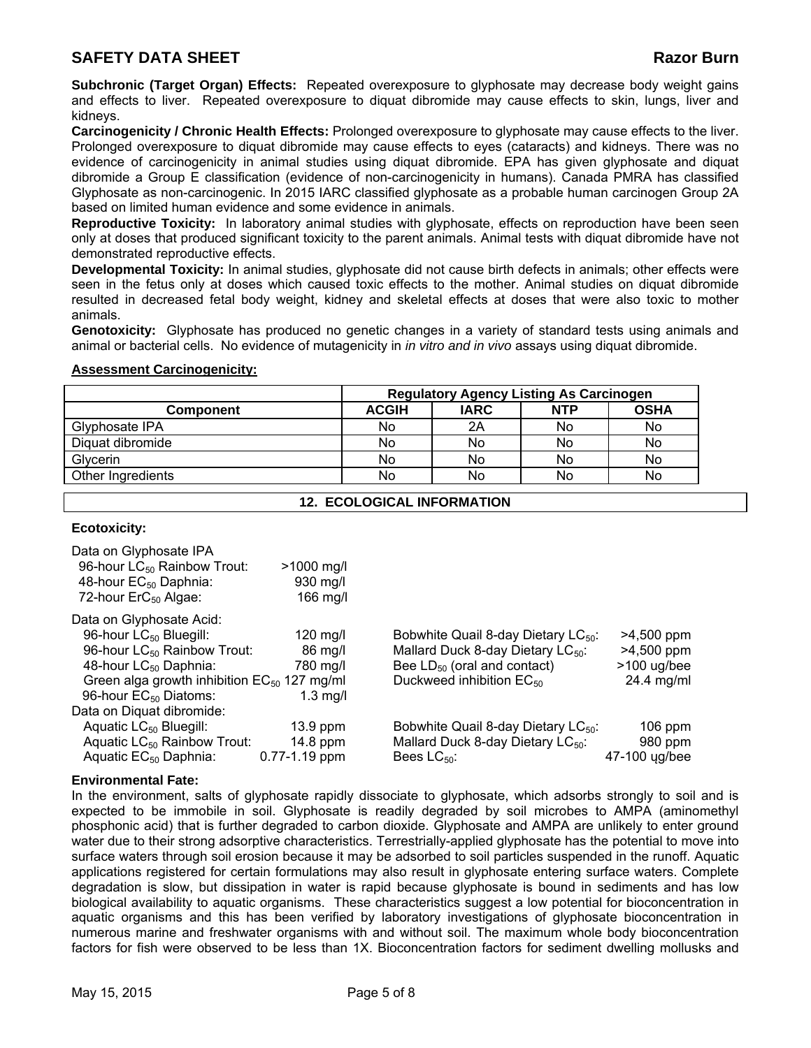**Subchronic (Target Organ) Effects:** Repeated overexposure to glyphosate may decrease body weight gains and effects to liver. Repeated overexposure to diquat dibromide may cause effects to skin, lungs, liver and kidneys.

**Carcinogenicity / Chronic Health Effects:** Prolonged overexposure to glyphosate may cause effects to the liver. Prolonged overexposure to diquat dibromide may cause effects to eyes (cataracts) and kidneys. There was no evidence of carcinogenicity in animal studies using diquat dibromide. EPA has given glyphosate and diquat dibromide a Group E classification (evidence of non-carcinogenicity in humans). Canada PMRA has classified Glyphosate as non-carcinogenic. In 2015 IARC classified glyphosate as a probable human carcinogen Group 2A based on limited human evidence and some evidence in animals.

**Reproductive Toxicity:** In laboratory animal studies with glyphosate, effects on reproduction have been seen only at doses that produced significant toxicity to the parent animals. Animal tests with diquat dibromide have not demonstrated reproductive effects.

**Developmental Toxicity:** In animal studies, glyphosate did not cause birth defects in animals; other effects were seen in the fetus only at doses which caused toxic effects to the mother. Animal studies on diquat dibromide resulted in decreased fetal body weight, kidney and skeletal effects at doses that were also toxic to mother animals.

**Genotoxicity:** Glyphosate has produced no genetic changes in a variety of standard tests using animals and animal or bacterial cells. No evidence of mutagenicity in *in vitro and in vivo* assays using diquat dibromide.

**Assessment Carcinogenicity:**

| | Regulatory Agency Listing As Carcinogen | | | |
|---|---|---|---|---|
| **Component** | **ACGIH** | **IARC** | **NTP** | **OSHA** |
| Glyphosate IPA | No | 2A | No | No |
| Diquat dibromide | No | No | No | No |
| Glycerin | No | No | No | No |
| Other Ingredients | No | No | No | No |

## 12. ECOLOGICAL INFORMATION

**Ecotoxicity:**

Data on Glyphosate IPA

| | |
|---|---|
| 96-hour $LC_{50}$ Rainbow Trout: | >1000 mg/l |
| 48-hour $EC_{50}$ Daphnia: | 930 mg/l |
| 72-hour $ErC_{50}$ Algae: | 166 mg/l |

Data on Glyphosate Acid:

| | | | |
|---|---|---|---|
| 96-hour $LC_{50}$ Bluegill: | 120 mg/l | Bobwhite Quail 8-day Dietary $LC_{50}$: | >4,500 ppm |
| 96-hour $LC_{50}$ Rainbow Trout: | 86 mg/l | Mallard Duck 8-day Dietary $LC_{50}$: | >4,500 ppm |
| 48-hour $LC_{50}$ Daphnia: | 780 mg/l | Bee $LD_{50}$ (oral and contact) | >100 ug/bee |
| Green alga growth inhibition $EC_{50}$ | 127 mg/ml | Duckweed inhibition $EC_{50}$ | 24.4 mg/ml |
| 96-hour $EC_{50}$ Diatoms: | 1.3 mg/l | | |

Data on Diquat dibromide:

| | | | |
|---|---|---|---|
| Aquatic $LC_{50}$ Bluegill: | 13.9 ppm | Bobwhite Quail 8-day Dietary $LC_{50}$: | 106 ppm |
| Aquatic $LC_{50}$ Rainbow Trout: | 14.8 ppm | Mallard Duck 8-day Dietary $LC_{50}$: | 980 ppm |
| Aquatic $EC_{50}$ Daphnia: | 0.77-1.19 ppm | Bees $LC_{50}$: | 47-100 ųg/bee |

**Environmental Fate:**

In the environment, salts of glyphosate rapidly dissociate to glyphosate, which adsorbs strongly to soil and is expected to be immobile in soil. Glyphosate is readily degraded by soil microbes to AMPA (aminomethyl phosphonic acid) that is further degraded to carbon dioxide. Glyphosate and AMPA are unlikely to enter ground water due to their strong adsorptive characteristics. Terrestrially-applied glyphosate has the potential to move into surface waters through soil erosion because it may be adsorbed to soil particles suspended in the runoff. Aquatic applications registered for certain formulations may also result in glyphosate entering surface waters. Complete degradation is slow, but dissipation in water is rapid because glyphosate is bound in sediments and has low biological availability to aquatic organisms. These characteristics suggest a low potential for bioconcentration in aquatic organisms and this has been verified by laboratory investigations of glyphosate bioconcentration in numerous marine and freshwater organisms with and without soil. The maximum whole body bioconcentration factors for fish were observed to be less than 1X. Bioconcentration factors for sediment dwelling mollusks and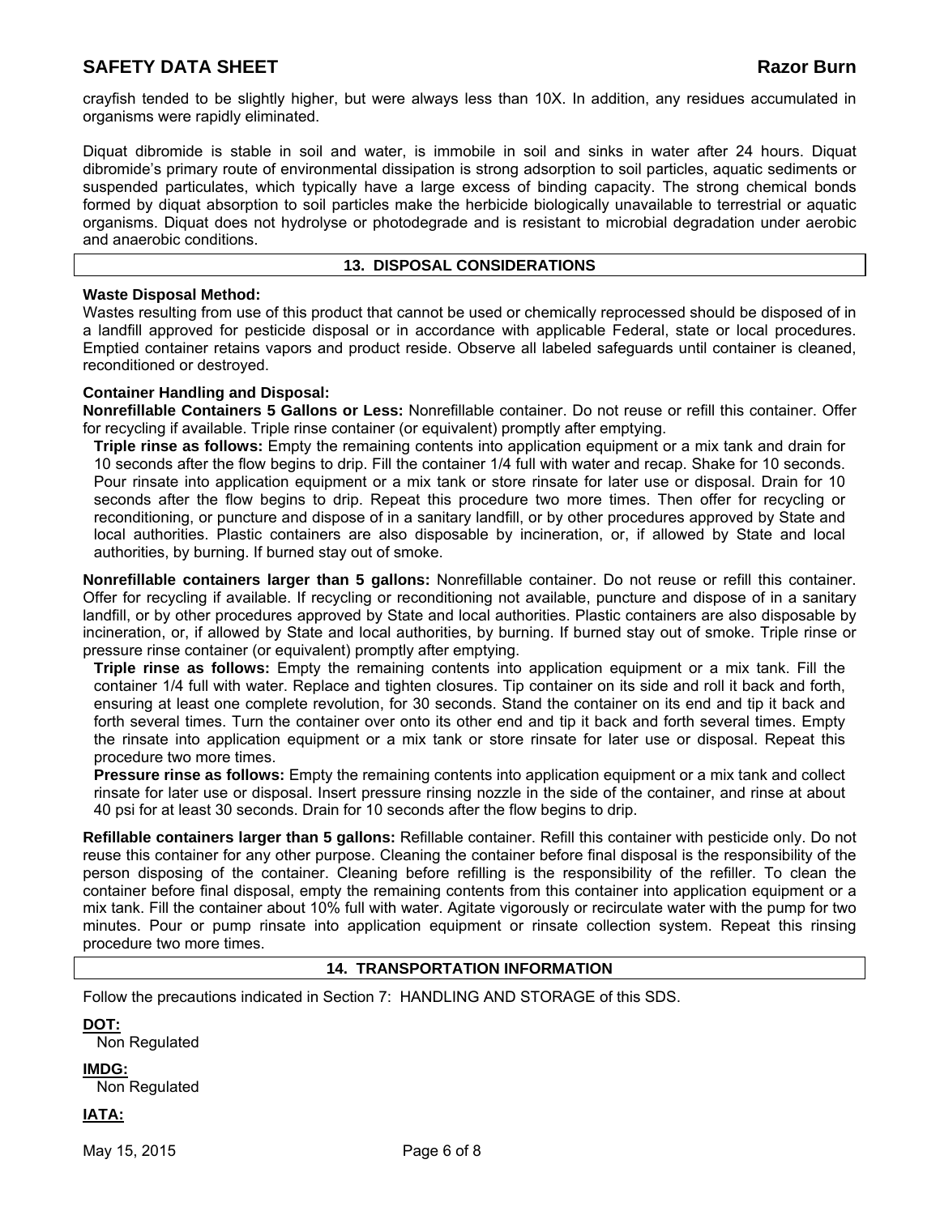crayfish tended to be slightly higher, but were always less than 10X. In addition, any residues accumulated in organisms were rapidly eliminated.

Diquat dibromide is stable in soil and water, is immobile in soil and sinks in water after 24 hours. Diquat dibromide's primary route of environmental dissipation is strong adsorption to soil particles, aquatic sediments or suspended particulates, which typically have a large excess of binding capacity. The strong chemical bonds formed by diquat absorption to soil particles make the herbicide biologically unavailable to terrestrial or aquatic organisms. Diquat does not hydrolyse or photodegrade and is resistant to microbial degradation under aerobic and anaerobic conditions.

## 13. DISPOSAL CONSIDERATIONS

**Waste Disposal Method:**
Wastes resulting from use of this product that cannot be used or chemically reprocessed should be disposed of in a landfill approved for pesticide disposal or in accordance with applicable Federal, state or local procedures. Emptied container retains vapors and product reside. Observe all labeled safeguards until container is cleaned, reconditioned or destroyed.

**Container Handling and Disposal:**
**Nonrefillable Containers 5 Gallons or Less:** Nonrefillable container. Do not reuse or refill this container. Offer for recycling if available. Triple rinse container (or equivalent) promptly after emptying.

**Triple rinse as follows:** Empty the remaining contents into application equipment or a mix tank and drain for 10 seconds after the flow begins to drip. Fill the container 1/4 full with water and recap. Shake for 10 seconds. Pour rinsate into application equipment or a mix tank or store rinsate for later use or disposal. Drain for 10 seconds after the flow begins to drip. Repeat this procedure two more times. Then offer for recycling or reconditioning, or puncture and dispose of in a sanitary landfill, or by other procedures approved by State and local authorities. Plastic containers are also disposable by incineration, or, if allowed by State and local authorities, by burning. If burned stay out of smoke.

**Nonrefillable containers larger than 5 gallons:** Nonrefillable container. Do not reuse or refill this container. Offer for recycling if available. If recycling or reconditioning not available, puncture and dispose of in a sanitary landfill, or by other procedures approved by State and local authorities. Plastic containers are also disposable by incineration, or, if allowed by State and local authorities, by burning. If burned stay out of smoke. Triple rinse or pressure rinse container (or equivalent) promptly after emptying.

**Triple rinse as follows:** Empty the remaining contents into application equipment or a mix tank. Fill the container 1/4 full with water. Replace and tighten closures. Tip container on its side and roll it back and forth, ensuring at least one complete revolution, for 30 seconds. Stand the container on its end and tip it back and forth several times. Turn the container over onto its other end and tip it back and forth several times. Empty the rinsate into application equipment or a mix tank or store rinsate for later use or disposal. Repeat this procedure two more times.

**Pressure rinse as follows:** Empty the remaining contents into application equipment or a mix tank and collect rinsate for later use or disposal. Insert pressure rinsing nozzle in the side of the container, and rinse at about 40 psi for at least 30 seconds. Drain for 10 seconds after the flow begins to drip.

**Refillable containers larger than 5 gallons:** Refillable container. Refill this container with pesticide only. Do not reuse this container for any other purpose. Cleaning the container before final disposal is the responsibility of the person disposing of the container. Cleaning before refilling is the responsibility of the refiller. To clean the container before final disposal, empty the remaining contents from this container into application equipment or a mix tank. Fill the container about 10% full with water. Agitate vigorously or recirculate water with the pump for two minutes. Pour or pump rinsate into application equipment or rinsate collection system. Repeat this rinsing procedure two more times.

## 14. TRANSPORTATION INFORMATION

Follow the precautions indicated in Section 7: HANDLING AND STORAGE of this SDS.

**DOT:**
Non Regulated

**IMDG:**
Non Regulated

**IATA:**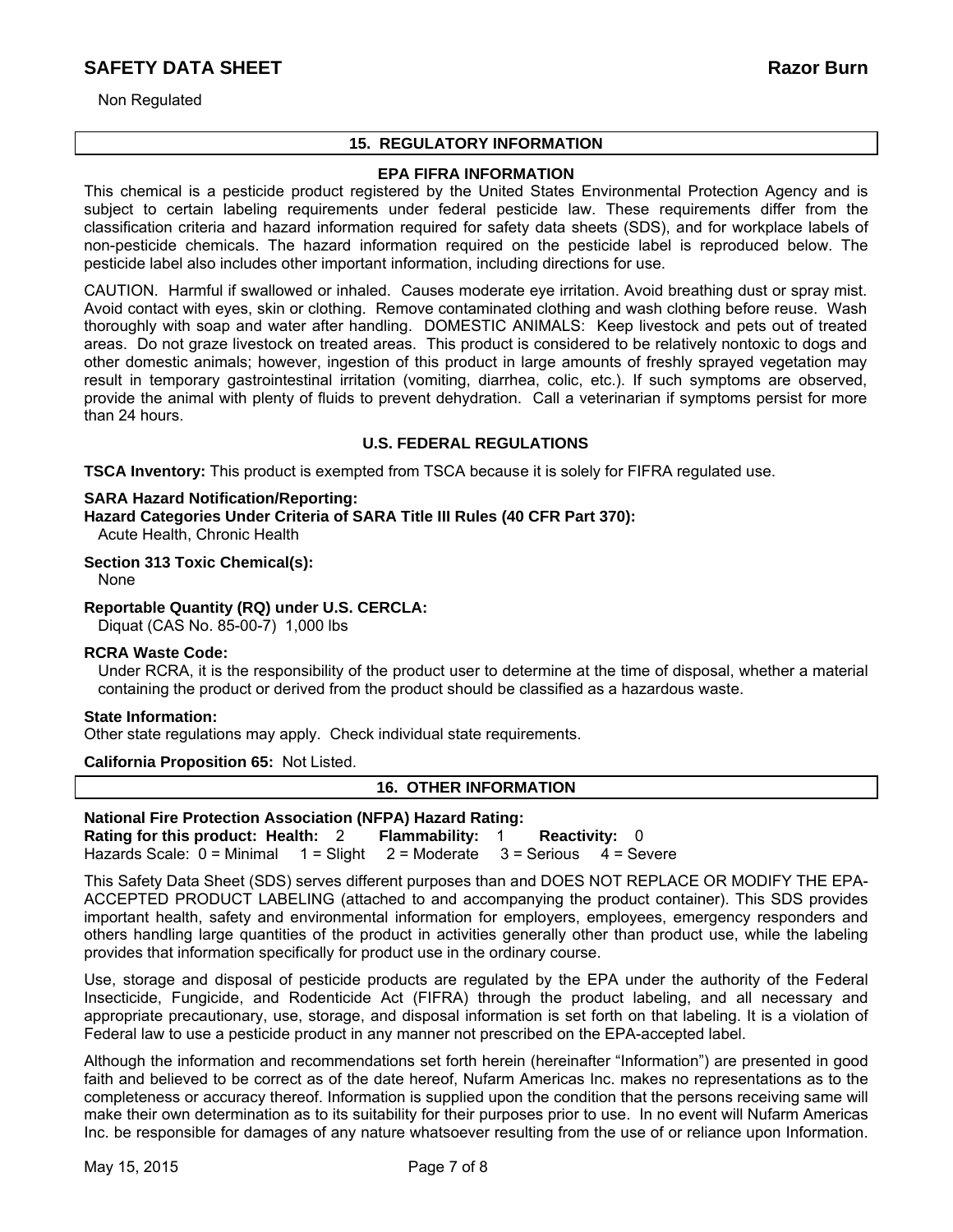Non Regulated

## 15. REGULATORY INFORMATION

### EPA FIFRA INFORMATION

This chemical is a pesticide product registered by the United States Environmental Protection Agency and is subject to certain labeling requirements under federal pesticide law. These requirements differ from the classification criteria and hazard information required for safety data sheets (SDS), and for workplace labels of non-pesticide chemicals. The hazard information required on the pesticide label is reproduced below. The pesticide label also includes other important information, including directions for use.

CAUTION. Harmful if swallowed or inhaled. Causes moderate eye irritation. Avoid breathing dust or spray mist. Avoid contact with eyes, skin or clothing. Remove contaminated clothing and wash clothing before reuse. Wash thoroughly with soap and water after handling. DOMESTIC ANIMALS: Keep livestock and pets out of treated areas. Do not graze livestock on treated areas. This product is considered to be relatively nontoxic to dogs and other domestic animals; however, ingestion of this product in large amounts of freshly sprayed vegetation may result in temporary gastrointestinal irritation (vomiting, diarrhea, colic, etc.). If such symptoms are observed, provide the animal with plenty of fluids to prevent dehydration. Call a veterinarian if symptoms persist for more than 24 hours.

### U.S. FEDERAL REGULATIONS

**TSCA Inventory:** This product is exempted from TSCA because it is solely for FIFRA regulated use.

**SARA Hazard Notification/Reporting:**
**Hazard Categories Under Criteria of SARA Title III Rules (40 CFR Part 370):**
Acute Health, Chronic Health

**Section 313 Toxic Chemical(s):**
None

**Reportable Quantity (RQ) under U.S. CERCLA:**
Diquat (CAS No. 85-00-7) 1,000 lbs

**RCRA Waste Code:**
Under RCRA, it is the responsibility of the product user to determine at the time of disposal, whether a material containing the product or derived from the product should be classified as a hazardous waste.

**State Information:**
Other state regulations may apply. Check individual state requirements.

**California Proposition 65:** Not Listed.

## 16. OTHER INFORMATION

**National Fire Protection Association (NFPA) Hazard Rating:**
**Rating for this product: Health:** 2 **Flammability:** 1 **Reactivity:** 0
Hazards Scale: 0 = Minimal 1 = Slight 2 = Moderate 3 = Serious 4 = Severe

This Safety Data Sheet (SDS) serves different purposes than and DOES NOT REPLACE OR MODIFY THE EPA-ACCEPTED PRODUCT LABELING (attached to and accompanying the product container). This SDS provides important health, safety and environmental information for employers, employees, emergency responders and others handling large quantities of the product in activities generally other than product use, while the labeling provides that information specifically for product use in the ordinary course.

Use, storage and disposal of pesticide products are regulated by the EPA under the authority of the Federal Insecticide, Fungicide, and Rodenticide Act (FIFRA) through the product labeling, and all necessary and appropriate precautionary, use, storage, and disposal information is set forth on that labeling. It is a violation of Federal law to use a pesticide product in any manner not prescribed on the EPA-accepted label.

Although the information and recommendations set forth herein (hereinafter "Information") are presented in good faith and believed to be correct as of the date hereof, Nufarm Americas Inc. makes no representations as to the completeness or accuracy thereof. Information is supplied upon the condition that the persons receiving same will make their own determination as to its suitability for their purposes prior to use. In no event will Nufarm Americas Inc. be responsible for damages of any nature whatsoever resulting from the use of or reliance upon Information.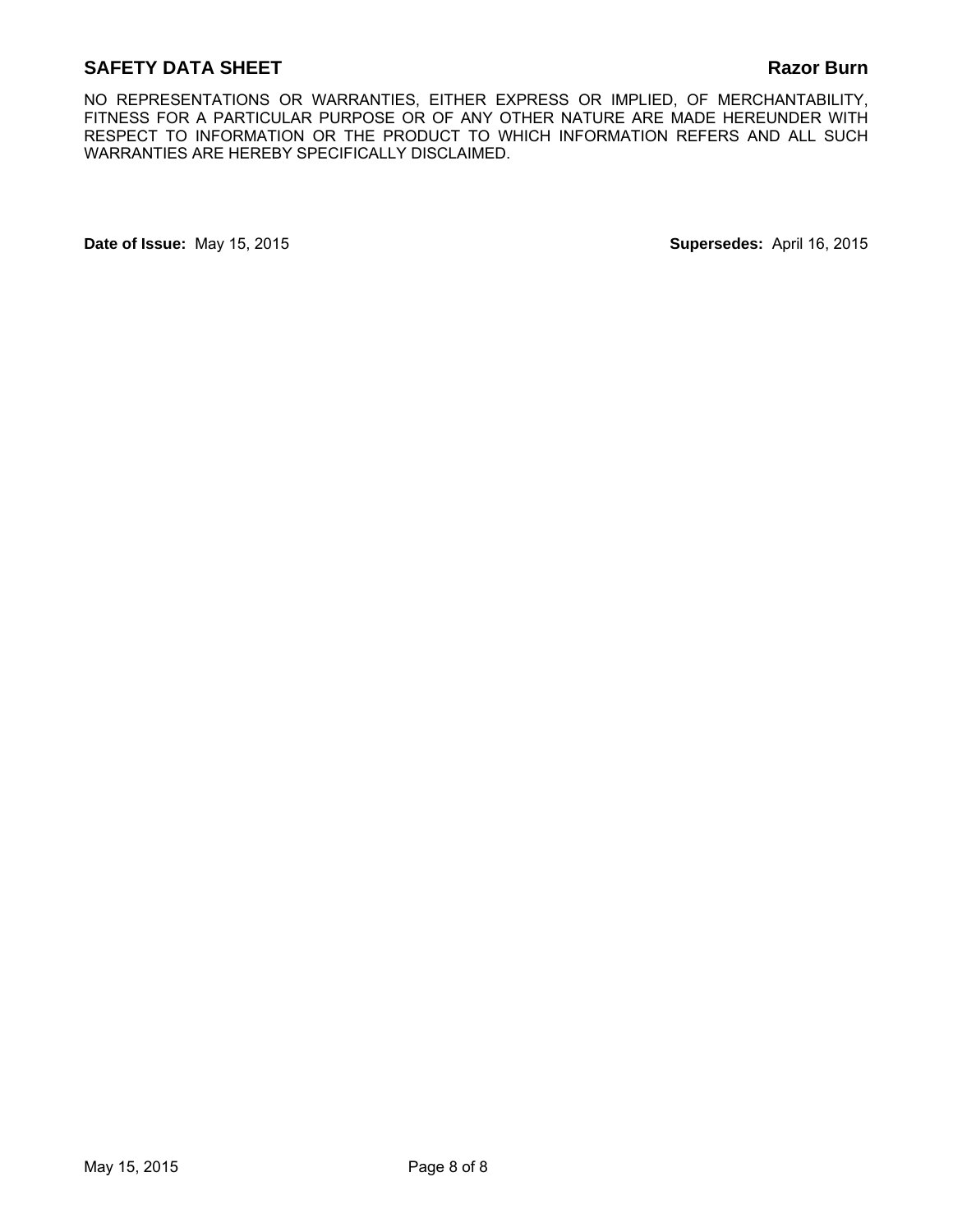NO REPRESENTATIONS OR WARRANTIES, EITHER EXPRESS OR IMPLIED, OF MERCHANTABILITY, FITNESS FOR A PARTICULAR PURPOSE OR OF ANY OTHER NATURE ARE MADE HEREUNDER WITH RESPECT TO INFORMATION OR THE PRODUCT TO WHICH INFORMATION REFERS AND ALL SUCH WARRANTIES ARE HEREBY SPECIFICALLY DISCLAIMED.

**Date of Issue:** May 15, 2015 **Supersedes:** April 16, 2015